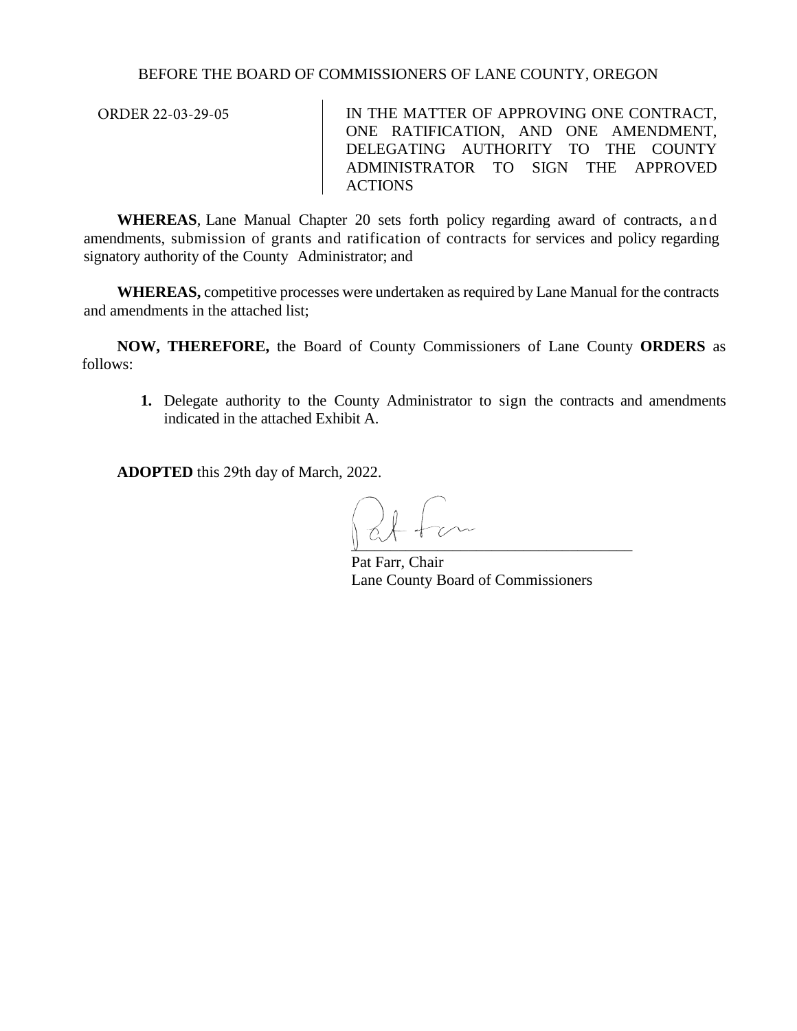BEFORE THE BOARD OF COMMISSIONERS OF LANE COUNTY, OREGON

| ORDER 22-03-29-05 | IN THE MATTER OF APPROVING ONE CONTRACT, ONE RATIFICATION, AND ONE AMENDMENT, DELEGATING AUTHORITY TO THE COUNTY ADMINISTRATOR TO SIGN THE APPROVED ACTIONS |
|---|---|

**WHEREAS**, Lane Manual Chapter 20 sets forth policy regarding award of contracts, and amendments, submission of grants and ratification of contracts for services and policy regarding signatory authority of the County Administrator; and

**WHEREAS,** competitive processes were undertaken as required by Lane Manual for the contracts and amendments in the attached list;

**NOW, THEREFORE,** the Board of County Commissioners of Lane County **ORDERS** as follows:

1. Delegate authority to the County Administrator to sign the contracts and amendments indicated in the attached Exhibit A.

**ADOPTED** this 29th day of March, 2022.

Pat Farr, Chair
Lane County Board of Commissioners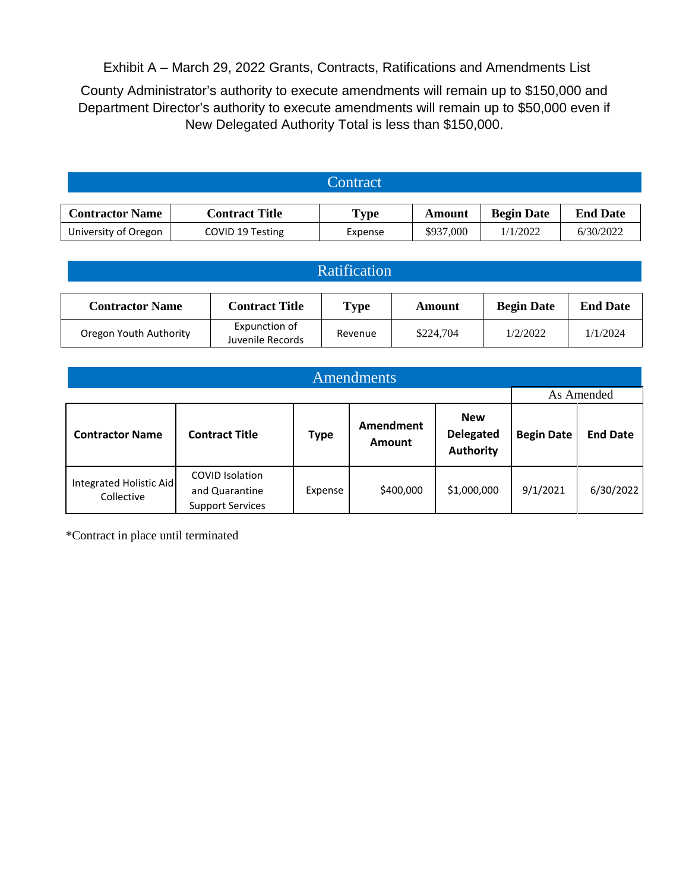Exhibit A – March 29, 2022 Grants, Contracts, Ratifications and Amendments List

County Administrator's authority to execute amendments will remain up to $150,000 and Department Director's authority to execute amendments will remain up to $50,000 even if New Delegated Authority Total is less than $150,000.

## Contract

| Contractor Name | Contract Title | Type | Amount | Begin Date | End Date |
|---|---|---|---|---|---|
| University of Oregon | COVID 19 Testing | Expense | $937,000 | 1/1/2022 | 6/30/2022 |

## Ratification

| Contractor Name | Contract Title | Type | Amount | Begin Date | End Date |
|---|---|---|---|---|---|
| Oregon Youth Authority | Expunction of Juvenile Records | Revenue | $224,704 | 1/2/2022 | 1/1/2024 |

## Amendments

| | | | | | As Amended | |
|---|---|---|---|---|---|---|
| **Contractor Name** | **Contract Title** | **Type** | **Amendment Amount** | **New Delegated Authority** | **Begin Date** | **End Date** |
| Integrated Holistic Aid Collective | COVID Isolation and Quarantine Support Services | Expense | $400,000 | $1,000,000 | 9/1/2021 | 6/30/2022 |

*Contract in place until terminated